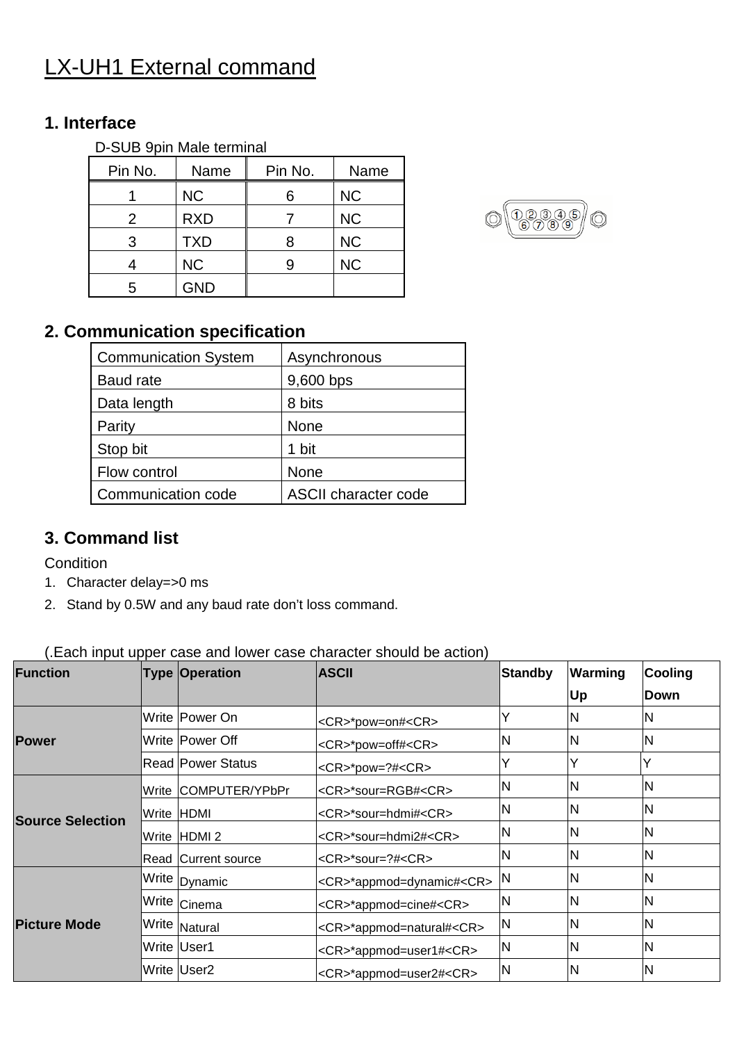# LX-UH1 External command

## 1. Interface

D-SUB 9pin Male terminal

| Pin No. | Name | Pin No. | Name |
|---|---|---|---|
| 1 | NC | 6 | NC |
| 2 | RXD | 7 | NC |
| 3 | TXD | 8 | NC |
| 4 | NC | 9 | NC |
| 5 | GND | | |

## 2. Communication specification

| Communication System | Asynchronous |
|---|---|
| Baud rate | 9,600 bps |
| Data length | 8 bits |
| Parity | None |
| Stop bit | 1 bit |
| Flow control | None |
| Communication code | ASCII character code |

## 3. Command list

Condition

1. Character delay=>0 ms
2. Stand by 0.5W and any baud rate don't loss command.

(.Each input upper case and lower case character should be action)

| Function | Type | Operation | ASCII | Standby | Warming Up | Cooling Down |
|---|---|---|---|---|---|---|
| Power | Write | Power On | <CR>*pow=on#<CR> | Y | N | N |
| | Write | Power Off | <CR>*pow=off#<CR> | N | N | N |
| | Read | Power Status | <CR>*pow=?#<CR> | Y | Y | Y |
| Source Selection | Write | COMPUTER/YPbPr | <CR>*sour=RGB#<CR> | N | N | N |
| | Write | HDMI | <CR>*sour=hdmi#<CR> | N | N | N |
| | Write | HDMI 2 | <CR>*sour=hdmi2#<CR> | N | N | N |
| | Read | Current source | <CR>*sour=?#<CR> | N | N | N |
| Picture Mode | Write | Dynamic | <CR>*appmod=dynamic#<CR> | N | N | N |
| | Write | Cinema | <CR>*appmod=cine#<CR> | N | N | N |
| | Write | Natural | <CR>*appmod=natural#<CR> | N | N | N |
| | Write | User1 | <CR>*appmod=user1#<CR> | N | N | N |
| | Write | User2 | <CR>*appmod=user2#<CR> | N | N | N |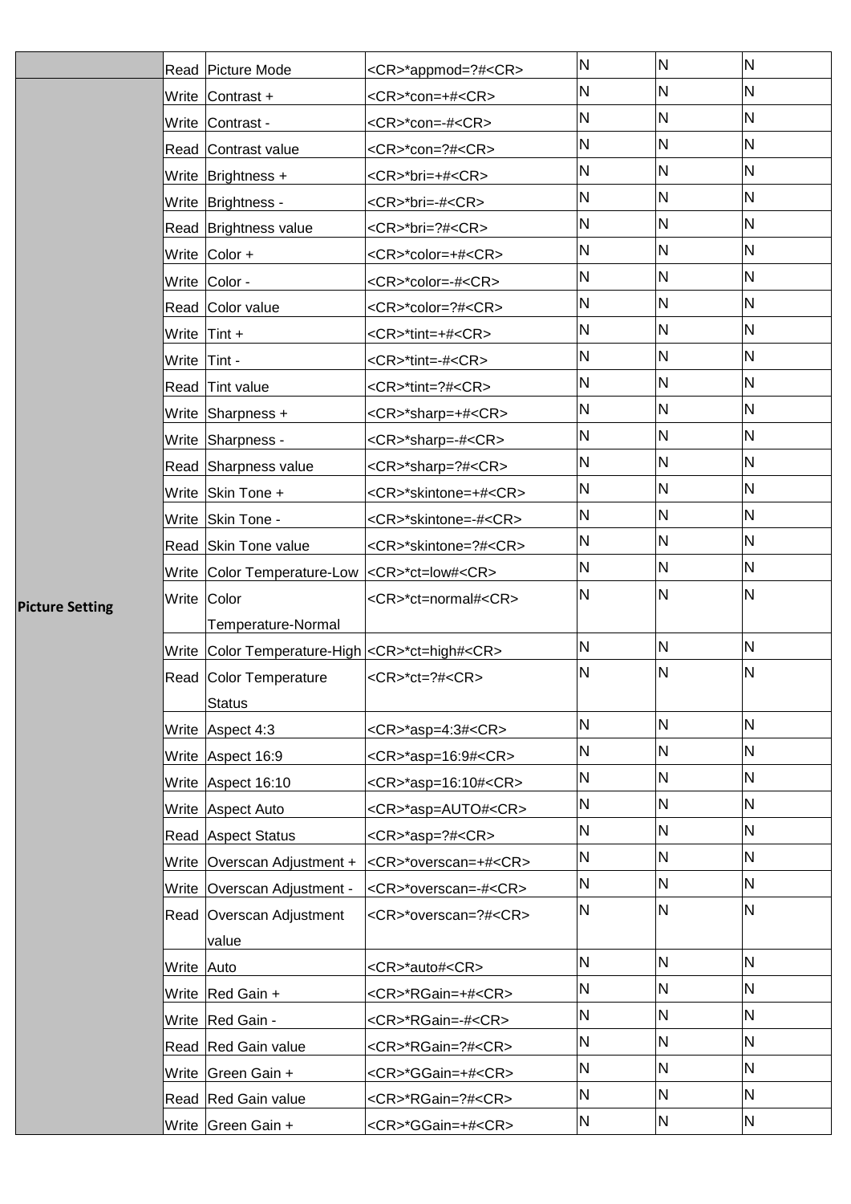| | | | | | | |
|---|---|---|---|---|---|---|
| | Read | Picture Mode | <CR>*appmod=?#<CR> | N | N | N |
| Picture Setting | Write | Contrast + | <CR>*con=+#<CR> | N | N | N |
| | Write | Contrast - | <CR>*con=-#<CR> | N | N | N |
| | Read | Contrast value | <CR>*con=?#<CR> | N | N | N |
| | Write | Brightness + | <CR>*bri=+#<CR> | N | N | N |
| | Write | Brightness - | <CR>*bri=-#<CR> | N | N | N |
| | Read | Brightness value | <CR>*bri=?#<CR> | N | N | N |
| | Write | Color + | <CR>*color=+#<CR> | N | N | N |
| | Write | Color - | <CR>*color=-#<CR> | N | N | N |
| | Read | Color value | <CR>*color=?#<CR> | N | N | N |
| | Write | Tint + | <CR>*tint=+#<CR> | N | N | N |
| | Write | Tint - | <CR>*tint=-#<CR> | N | N | N |
| | Read | Tint value | <CR>*tint=?#<CR> | N | N | N |
| | Write | Sharpness + | <CR>*sharp=+#<CR> | N | N | N |
| | Write | Sharpness - | <CR>*sharp=-#<CR> | N | N | N |
| | Read | Sharpness value | <CR>*sharp=?#<CR> | N | N | N |
| | Write | Skin Tone + | <CR>*skintone=+#<CR> | N | N | N |
| | Write | Skin Tone - | <CR>*skintone=-#<CR> | N | N | N |
| | Read | Skin Tone value | <CR>*skintone=?#<CR> | N | N | N |
| | Write | Color Temperature-Low | <CR>*ct=low#<CR> | N | N | N |
| | Write | Color Temperature-Normal | <CR>*ct=normal#<CR> | N | N | N |
| | Write | Color Temperature-High | <CR>*ct=high#<CR> | N | N | N |
| | Read | Color Temperature Status | <CR>*ct=?#<CR> | N | N | N |
| | Write | Aspect 4:3 | <CR>*asp=4:3#<CR> | N | N | N |
| | Write | Aspect 16:9 | <CR>*asp=16:9#<CR> | N | N | N |
| | Write | Aspect 16:10 | <CR>*asp=16:10#<CR> | N | N | N |
| | Write | Aspect Auto | <CR>*asp=AUTO#<CR> | N | N | N |
| | Read | Aspect Status | <CR>*asp=?#<CR> | N | N | N |
| | Write | Overscan Adjustment + | <CR>*overscan=+#<CR> | N | N | N |
| | Write | Overscan Adjustment - | <CR>*overscan=-#<CR> | N | N | N |
| | Read | Overscan Adjustment value | <CR>*overscan=?#<CR> | N | N | N |
| | Write | Auto | <CR>*auto#<CR> | N | N | N |
| | Write | Red Gain + | <CR>*RGain=+#<CR> | N | N | N |
| | Write | Red Gain - | <CR>*RGain=-#<CR> | N | N | N |
| | Read | Red Gain value | <CR>*RGain=?#<CR> | N | N | N |
| | Write | Green Gain + | <CR>*GGain=+#<CR> | N | N | N |
| | Read | Red Gain value | <CR>*RGain=?#<CR> | N | N | N |
| | Write | Green Gain + | <CR>*GGain=+#<CR> | N | N | N |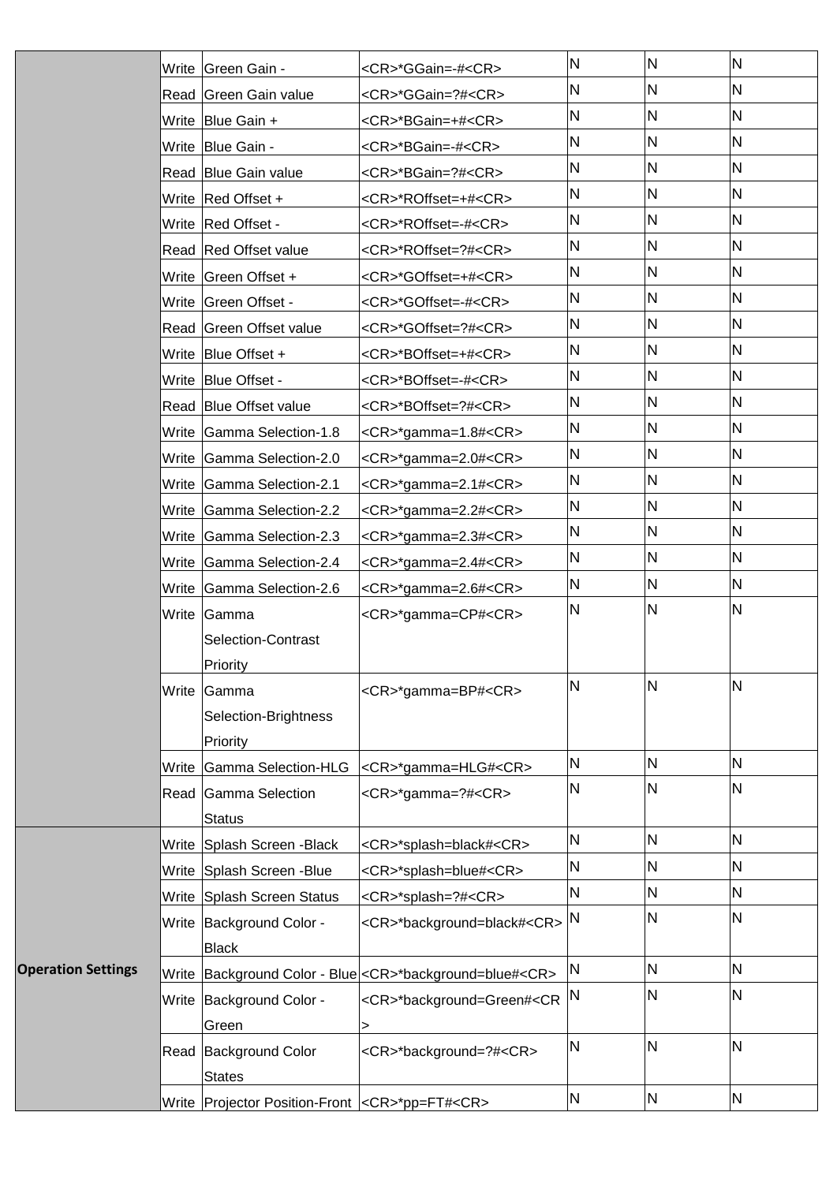| | | | | | | |
|---|---|---|---|---|---|---|
| | Write | Green Gain - | <CR>*GGain=-#<CR> | N | N | N |
| | Read | Green Gain value | <CR>*GGain=?#<CR> | N | N | N |
| | Write | Blue Gain + | <CR>*BGain=+#<CR> | N | N | N |
| | Write | Blue Gain - | <CR>*BGain=-#<CR> | N | N | N |
| | Read | Blue Gain value | <CR>*BGain=?#<CR> | N | N | N |
| | Write | Red Offset + | <CR>*ROffset=+#<CR> | N | N | N |
| | Write | Red Offset - | <CR>*ROffset=-#<CR> | N | N | N |
| | Read | Red Offset value | <CR>*ROffset=?#<CR> | N | N | N |
| | Write | Green Offset + | <CR>*GOffset=+#<CR> | N | N | N |
| | Write | Green Offset - | <CR>*GOffset=-#<CR> | N | N | N |
| | Read | Green Offset value | <CR>*GOffset=?#<CR> | N | N | N |
| | Write | Blue Offset + | <CR>*BOffset=+#<CR> | N | N | N |
| | Write | Blue Offset - | <CR>*BOffset=-#<CR> | N | N | N |
| | Read | Blue Offset value | <CR>*BOffset=?#<CR> | N | N | N |
| | Write | Gamma Selection-1.8 | <CR>*gamma=1.8#<CR> | N | N | N |
| | Write | Gamma Selection-2.0 | <CR>*gamma=2.0#<CR> | N | N | N |
| | Write | Gamma Selection-2.1 | <CR>*gamma=2.1#<CR> | N | N | N |
| | Write | Gamma Selection-2.2 | <CR>*gamma=2.2#<CR> | N | N | N |
| | Write | Gamma Selection-2.3 | <CR>*gamma=2.3#<CR> | N | N | N |
| | Write | Gamma Selection-2.4 | <CR>*gamma=2.4#<CR> | N | N | N |
| | Write | Gamma Selection-2.6 | <CR>*gamma=2.6#<CR> | N | N | N |
| | Write | Gamma Selection-Contrast Priority | <CR>*gamma=CP#<CR> | N | N | N |
| | Write | Gamma Selection-Brightness Priority | <CR>*gamma=BP#<CR> | N | N | N |
| | Write | Gamma Selection-HLG | <CR>*gamma=HLG#<CR> | N | N | N |
| | Read | Gamma Selection Status | <CR>*gamma=?#<CR> | N | N | N |
| **Operation Settings** | Write | Splash Screen -Black | <CR>*splash=black#<CR> | N | N | N |
| | Write | Splash Screen -Blue | <CR>*splash=blue#<CR> | N | N | N |
| | Write | Splash Screen Status | <CR>*splash=?#<CR> | N | N | N |
| | Write | Background Color - Black | <CR>*background=black#<CR> | N | N | N |
| | Write | Background Color - Blue | <CR>*background=blue#<CR> | N | N | N |
| | Write | Background Color - Green | <CR>*background=Green#<CR> | N | N | N |
| | Read | Background Color States | <CR>*background=?#<CR> | N | N | N |
| | Write | Projector Position-Front | <CR>*pp=FT#<CR> | N | N | N |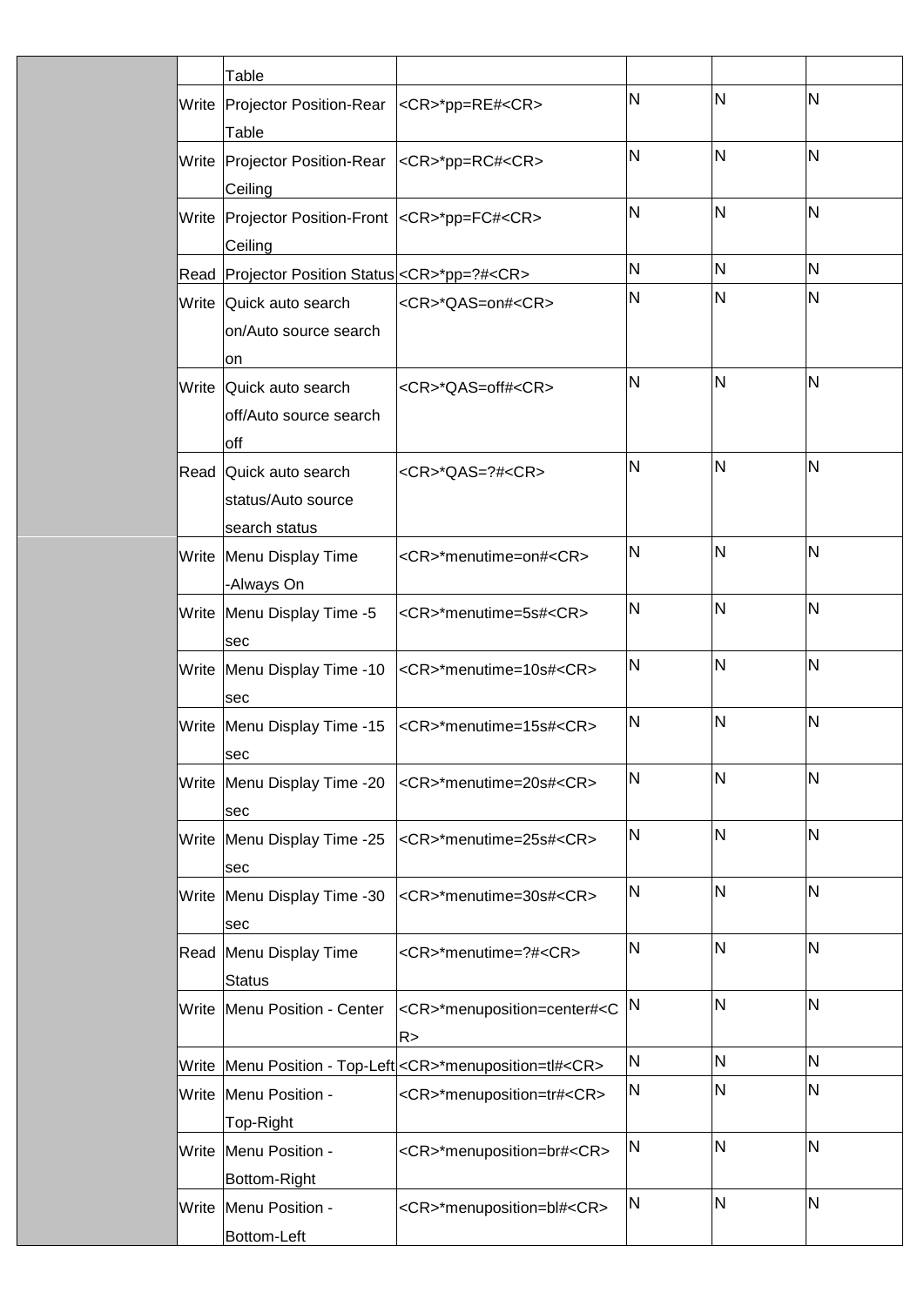| | | | | | | |
|---|---|---|---|---|---|---|
| | | Table | | | | |
| | Write | Projector Position-Rear Table | <CR>*pp=RE#<CR> | N | N | N |
| | Write | Projector Position-Rear Ceiling | <CR>*pp=RC#<CR> | N | N | N |
| | Write | Projector Position-Front Ceiling | <CR>*pp=FC#<CR> | N | N | N |
| | Read | Projector Position Status | <CR>*pp=?#<CR> | N | N | N |
| | Write | Quick auto search on/Auto source search on | <CR>*QAS=on#<CR> | N | N | N |
| | Write | Quick auto search off/Auto source search off | <CR>*QAS=off#<CR> | N | N | N |
| | Read | Quick auto search status/Auto source search status | <CR>*QAS=?#<CR> | N | N | N |
| | Write | Menu Display Time -Always On | <CR>*menutime=on#<CR> | N | N | N |
| | Write | Menu Display Time -5 sec | <CR>*menutime=5s#<CR> | N | N | N |
| | Write | Menu Display Time -10 sec | <CR>*menutime=10s#<CR> | N | N | N |
| | Write | Menu Display Time -15 sec | <CR>*menutime=15s#<CR> | N | N | N |
| | Write | Menu Display Time -20 sec | <CR>*menutime=20s#<CR> | N | N | N |
| | Write | Menu Display Time -25 sec | <CR>*menutime=25s#<CR> | N | N | N |
| | Write | Menu Display Time -30 sec | <CR>*menutime=30s#<CR> | N | N | N |
| | Read | Menu Display Time Status | <CR>*menutime=?#<CR> | N | N | N |
| | Write | Menu Position - Center | <CR>*menuposition=center#<CR> | N | N | N |
| | Write | Menu Position - Top-Left | <CR>*menuposition=tl#<CR> | N | N | N |
| | Write | Menu Position - Top-Right | <CR>*menuposition=tr#<CR> | N | N | N |
| | Write | Menu Position - Bottom-Right | <CR>*menuposition=br#<CR> | N | N | N |
| | Write | Menu Position - Bottom-Left | <CR>*menuposition=bl#<CR> | N | N | N |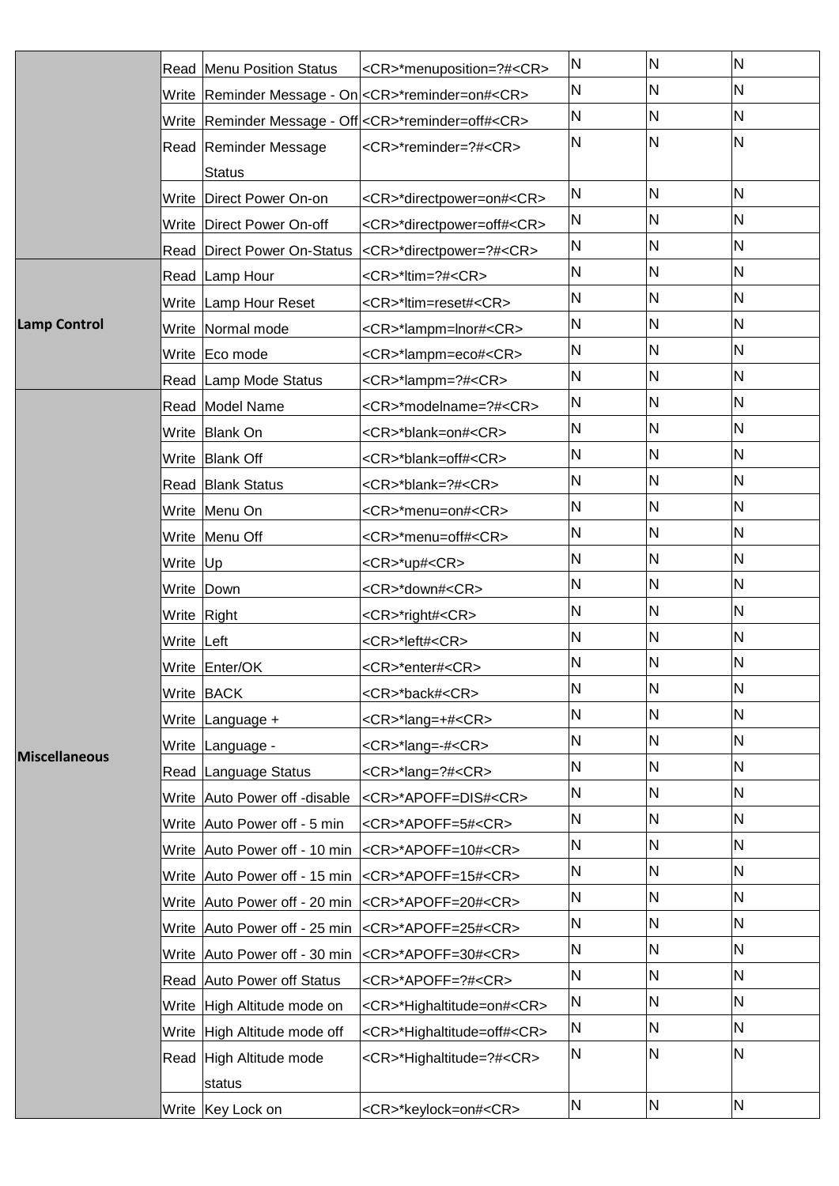| | | | | | | |
|---|---|---|---|---|---|---|
| | Read | Menu Position Status | <CR>*menuposition=?#<CR> | N | N | N |
| | Write | Reminder Message - On | <CR>*reminder=on#<CR> | N | N | N |
| | Write | Reminder Message - Off | <CR>*reminder=off#<CR> | N | N | N |
| | Read | Reminder Message Status | <CR>*reminder=?#<CR> | N | N | N |
| | Write | Direct Power On-on | <CR>*directpower=on#<CR> | N | N | N |
| | Write | Direct Power On-off | <CR>*directpower=off#<CR> | N | N | N |
| | Read | Direct Power On-Status | <CR>*directpower=?#<CR> | N | N | N |
| **Lamp Control** | Read | Lamp Hour | <CR>*ltim=?#<CR> | N | N | N |
| | Write | Lamp Hour Reset | <CR>*ltim=reset#<CR> | N | N | N |
| | Write | Normal mode | <CR>*lampm=lnor#<CR> | N | N | N |
| | Write | Eco mode | <CR>*lampm=eco#<CR> | N | N | N |
| | Read | Lamp Mode Status | <CR>*lampm=?#<CR> | N | N | N |
| **Miscellaneous** | Read | Model Name | <CR>*modelname=?#<CR> | N | N | N |
| | Write | Blank On | <CR>*blank=on#<CR> | N | N | N |
| | Write | Blank Off | <CR>*blank=off#<CR> | N | N | N |
| | Read | Blank Status | <CR>*blank=?#<CR> | N | N | N |
| | Write | Menu On | <CR>*menu=on#<CR> | N | N | N |
| | Write | Menu Off | <CR>*menu=off#<CR> | N | N | N |
| | Write | Up | <CR>*up#<CR> | N | N | N |
| | Write | Down | <CR>*down#<CR> | N | N | N |
| | Write | Right | <CR>*right#<CR> | N | N | N |
| | Write | Left | <CR>*left#<CR> | N | N | N |
| | Write | Enter/OK | <CR>*enter#<CR> | N | N | N |
| | Write | BACK | <CR>*back#<CR> | N | N | N |
| | Write | Language + | <CR>*lang=+#<CR> | N | N | N |
| | Write | Language - | <CR>*lang=-#<CR> | N | N | N |
| | Read | Language Status | <CR>*lang=?#<CR> | N | N | N |
| | Write | Auto Power off -disable | <CR>*APOFF=DIS#<CR> | N | N | N |
| | Write | Auto Power off - 5 min | <CR>*APOFF=5#<CR> | N | N | N |
| | Write | Auto Power off - 10 min | <CR>*APOFF=10#<CR> | N | N | N |
| | Write | Auto Power off - 15 min | <CR>*APOFF=15#<CR> | N | N | N |
| | Write | Auto Power off - 20 min | <CR>*APOFF=20#<CR> | N | N | N |
| | Write | Auto Power off - 25 min | <CR>*APOFF=25#<CR> | N | N | N |
| | Write | Auto Power off - 30 min | <CR>*APOFF=30#<CR> | N | N | N |
| | Read | Auto Power off Status | <CR>*APOFF=?#<CR> | N | N | N |
| | Write | High Altitude mode on | <CR>*Highaltitude=on#<CR> | N | N | N |
| | Write | High Altitude mode off | <CR>*Highaltitude=off#<CR> | N | N | N |
| | Read | High Altitude mode status | <CR>*Highaltitude=?#<CR> | N | N | N |
| | Write | Key Lock on | <CR>*keylock=on#<CR> | N | N | N |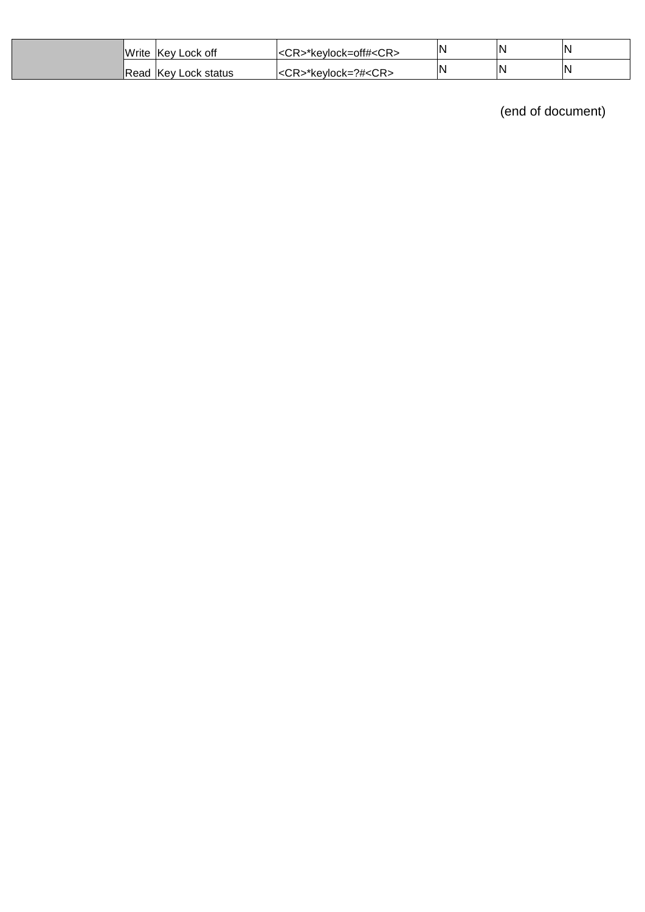| | | | | | | |
|---|---|---|---|---|---|---|
| | Write | Key Lock off | <CR>*keylock=off#<CR> | N | N | N |
| | Read | Key Lock status | <CR>*keylock=?#<CR> | N | N | N |

(end of document)